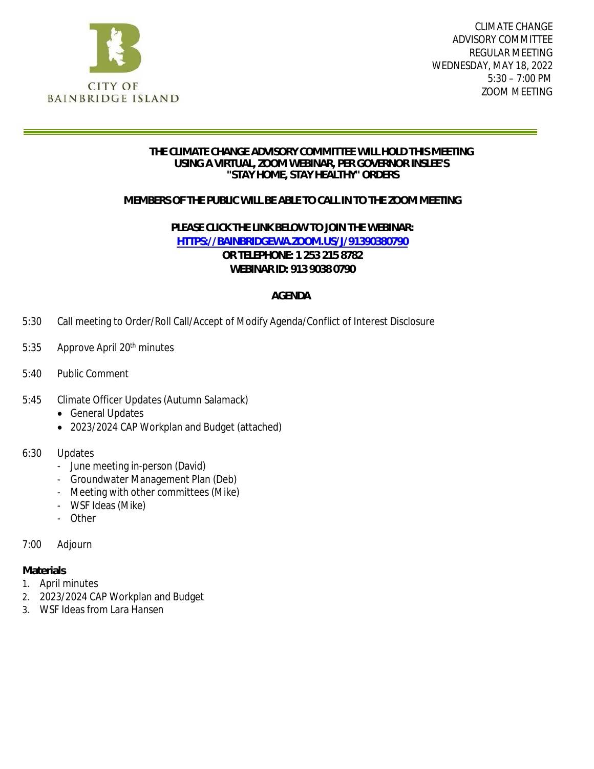CITY OF BAINBRIDGE ISLAND

CLIMATE CHANGE
ADVISORY COMMITTEE
REGULAR MEETING
WEDNESDAY, MAY 18, 2022
5:30 – 7:00 PM
ZOOM MEETING

**THE CLIMATE CHANGE ADVISORY COMMITTEE WILL HOLD THIS MEETING USING A VIRTUAL, ZOOM WEBINAR, PER GOVERNOR INSLEE'S "STAY HOME, STAY HEALTHY" ORDERS**

**MEMBERS OF THE PUBLIC WILL BE ABLE TO CALL IN TO THE ZOOM MEETING**

**PLEASE CLICK THE LINK BELOW TO JOIN THE WEBINAR:**
**[HTTPS://BAINBRIDGEWA.ZOOM.US/J/91390380790](HTTPS://BAINBRIDGEWA.ZOOM.US/J/91390380790)**
**OR TELEPHONE: 1 253 215 8782**
**WEBINAR ID: 913 9038 0790**

## AGENDA

5:30 Call meeting to Order/Roll Call/Accept of Modify Agenda/Conflict of Interest Disclosure

5:35 Approve April 20th minutes

5:40 Public Comment

5:45 Climate Officer Updates (Autumn Salamack)
- General Updates
- 2023/2024 CAP Workplan and Budget (attached)

6:30 Updates
- June meeting in-person (David)
- Groundwater Management Plan (Deb)
- Meeting with other committees (Mike)
- WSF Ideas (Mike)
- Other

7:00 Adjourn

**Materials**
1. April minutes
2. 2023/2024 CAP Workplan and Budget
3. WSF Ideas from Lara Hansen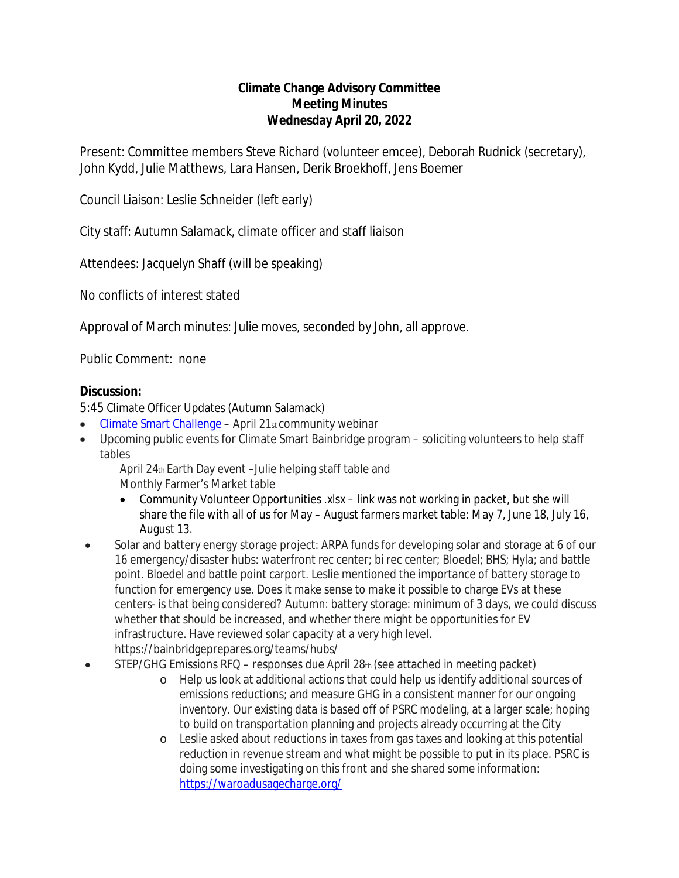**Climate Change Advisory Committee**
**Meeting Minutes**
**Wednesday April 20, 2022**

Present: Committee members Steve Richard (volunteer emcee), Deborah Rudnick (secretary), John Kydd, Julie Matthews, Lara Hansen, Derik Broekhoff, Jens Boemer

Council Liaison: Leslie Schneider (left early)

City staff: Autumn Salamack, climate officer and staff liaison

Attendees: Jacquelyn Shaff (will be speaking)

No conflicts of interest stated

Approval of March minutes: Julie moves, seconded by John, all approve.

Public Comment: none

**Discussion:**

5:45 Climate Officer Updates (Autumn Salamack)

- Climate Smart Challenge – April 21st community webinar
- Upcoming public events for Climate Smart Bainbridge program – soliciting volunteers to help staff tables

  April 24th Earth Day event –Julie helping staff table and
  Monthly Farmer's Market table

  - Community Volunteer Opportunities .xlsx – link was not working in packet, but she will share the file with all of us for May – August farmers market table: May 7, June 18, July 16, August 13.
- Solar and battery energy storage project: ARPA funds for developing solar and storage at 6 of our 16 emergency/disaster hubs: waterfront rec center; bi rec center; Bloedel; BHS; Hyla; and battle point. Bloedel and battle point carport. Leslie mentioned the importance of battery storage to function for emergency use. Does it make sense to make it possible to charge EVs at these centers- is that being considered? Autumn: battery storage: minimum of 3 days, we could discuss whether that should be increased, and whether there might be opportunities for EV infrastructure. Have reviewed solar capacity at a very high level. https://bainbridgeprepares.org/teams/hubs/
- STEP/GHG Emissions RFQ – responses due April 28th (see attached in meeting packet)
  - Help us look at additional actions that could help us identify additional sources of emissions reductions; and measure GHG in a consistent manner for our ongoing inventory. Our existing data is based off of PSRC modeling, at a larger scale; hoping to build on transportation planning and projects already occurring at the City
  - Leslie asked about reductions in taxes from gas taxes and looking at this potential reduction in revenue stream and what might be possible to put in its place. PSRC is doing some investigating on this front and she shared some information: https://waroadusagecharge.org/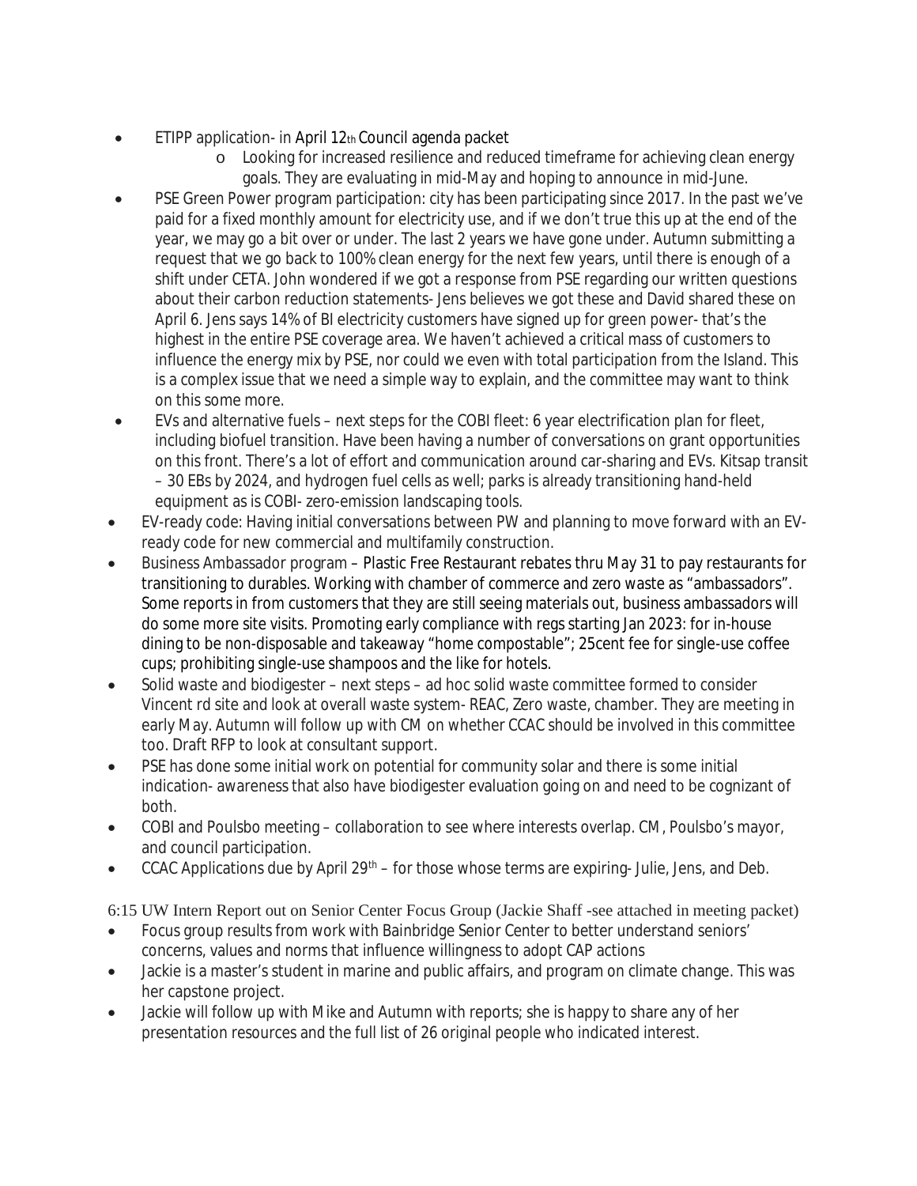- ETIPP application- in April 12th Council agenda packet
  - Looking for increased resilience and reduced timeframe for achieving clean energy goals. They are evaluating in mid-May and hoping to announce in mid-June.
- PSE Green Power program participation: city has been participating since 2017. In the past we've paid for a fixed monthly amount for electricity use, and if we don't true this up at the end of the year, we may go a bit over or under. The last 2 years we have gone under. Autumn submitting a request that we go back to 100% clean energy for the next few years, until there is enough of a shift under CETA. John wondered if we got a response from PSE regarding our written questions about their carbon reduction statements- Jens believes we got these and David shared these on April 6. Jens says 14% of BI electricity customers have signed up for green power- that's the highest in the entire PSE coverage area. We haven't achieved a critical mass of customers to influence the energy mix by PSE, nor could we even with total participation from the Island. This is a complex issue that we need a simple way to explain, and the committee may want to think on this some more.
- EVs and alternative fuels – next steps for the COBI fleet: 6 year electrification plan for fleet, including biofuel transition. Have been having a number of conversations on grant opportunities on this front. There's a lot of effort and communication around car-sharing and EVs. Kitsap transit – 30 EBs by 2024, and hydrogen fuel cells as well; parks is already transitioning hand-held equipment as is COBI- zero-emission landscaping tools.
- EV-ready code: Having initial conversations between PW and planning to move forward with an EV-ready code for new commercial and multifamily construction.
- Business Ambassador program – Plastic Free Restaurant rebates thru May 31 to pay restaurants for transitioning to durables. Working with chamber of commerce and zero waste as "ambassadors". Some reports in from customers that they are still seeing materials out, business ambassadors will do some more site visits. Promoting early compliance with regs starting Jan 2023: for in-house dining to be non-disposable and takeaway "home compostable"; 25cent fee for single-use coffee cups; prohibiting single-use shampoos and the like for hotels.
- Solid waste and biodigester – next steps – ad hoc solid waste committee formed to consider Vincent rd site and look at overall waste system- REAC, Zero waste, chamber. They are meeting in early May. Autumn will follow up with CM on whether CCAC should be involved in this committee too. Draft RFP to look at consultant support.
- PSE has done some initial work on potential for community solar and there is some initial indication- awareness that also have biodigester evaluation going on and need to be cognizant of both.
- COBI and Poulsbo meeting – collaboration to see where interests overlap. CM, Poulsbo's mayor, and council participation.
- CCAC Applications due by April 29th – for those whose terms are expiring- Julie, Jens, and Deb.

6:15 UW Intern Report out on Senior Center Focus Group (Jackie Shaff -see attached in meeting packet)

- Focus group results from work with Bainbridge Senior Center to better understand seniors' concerns, values and norms that influence willingness to adopt CAP actions
- Jackie is a master's student in marine and public affairs, and program on climate change. This was her capstone project.
- Jackie will follow up with Mike and Autumn with reports; she is happy to share any of her presentation resources and the full list of 26 original people who indicated interest.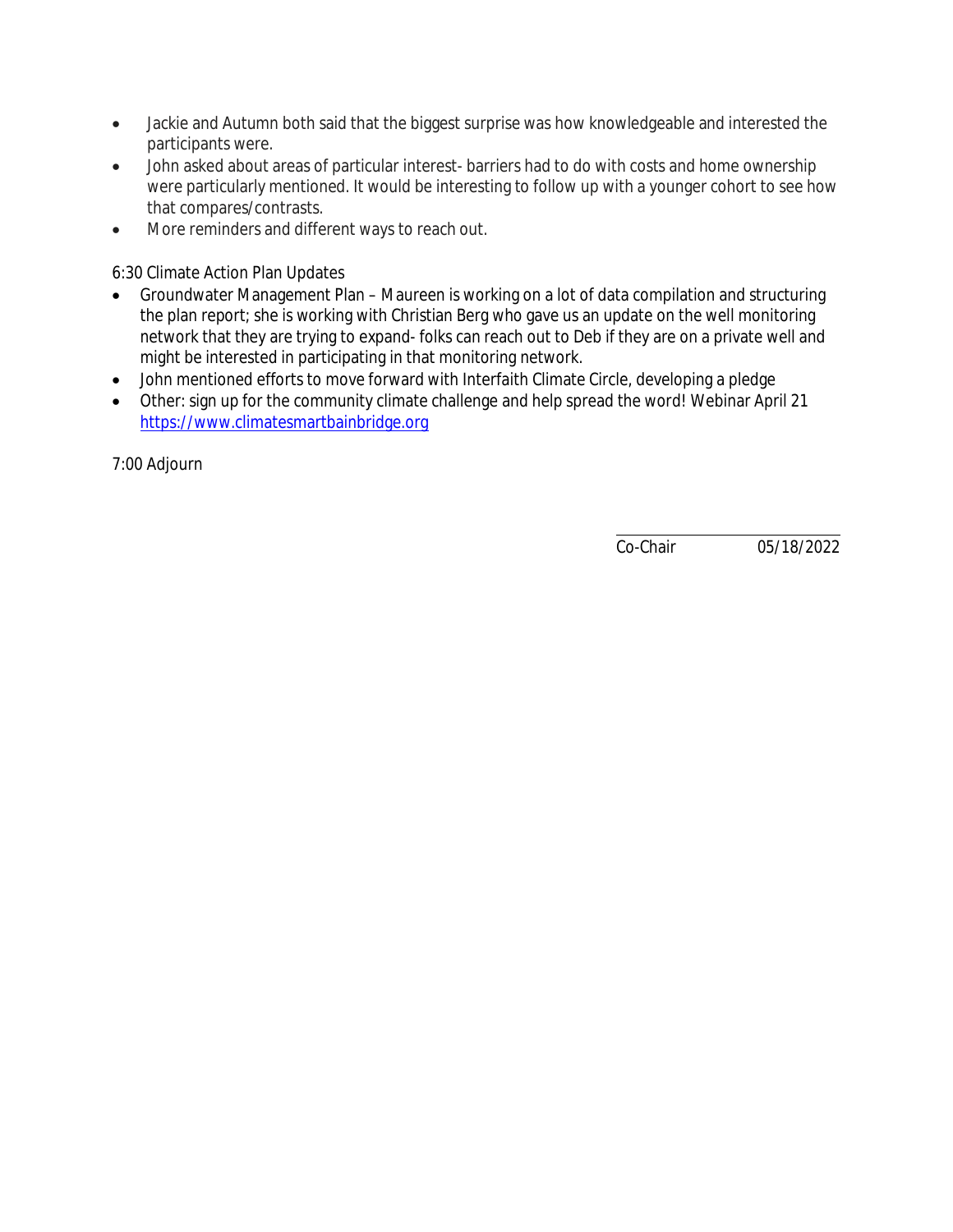- Jackie and Autumn both said that the biggest surprise was how knowledgeable and interested the participants were.
- John asked about areas of particular interest- barriers had to do with costs and home ownership were particularly mentioned. It would be interesting to follow up with a younger cohort to see how that compares/contrasts.
- More reminders and different ways to reach out.

6:30 Climate Action Plan Updates

- Groundwater Management Plan – Maureen is working on a lot of data compilation and structuring the plan report; she is working with Christian Berg who gave us an update on the well monitoring network that they are trying to expand- folks can reach out to Deb if they are on a private well and might be interested in participating in that monitoring network.
- John mentioned efforts to move forward with Interfaith Climate Circle, developing a pledge
- Other: sign up for the community climate challenge and help spread the word! Webinar April 21 [https://www.climatesmartbainbridge.org](https://www.climatesmartbainbridge.org)

7:00 Adjourn

Co-Chair 05/18/2022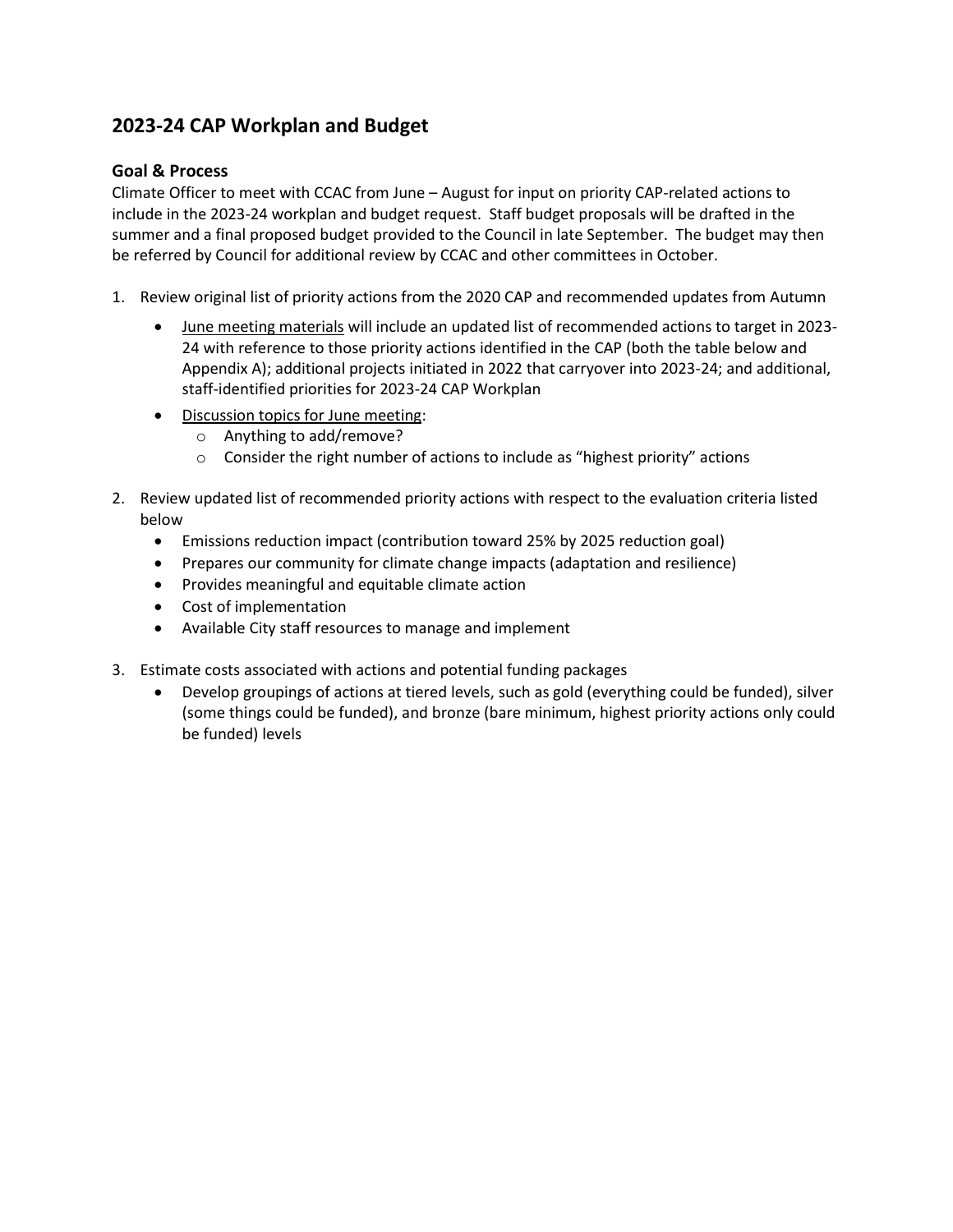## 2023-24 CAP Workplan and Budget

### Goal & Process

Climate Officer to meet with CCAC from June – August for input on priority CAP-related actions to include in the 2023-24 workplan and budget request. Staff budget proposals will be drafted in the summer and a final proposed budget provided to the Council in late September. The budget may then be referred by Council for additional review by CCAC and other committees in October.

1. Review original list of priority actions from the 2020 CAP and recommended updates from Autumn
   - June meeting materials will include an updated list of recommended actions to target in 2023-24 with reference to those priority actions identified in the CAP (both the table below and Appendix A); additional projects initiated in 2022 that carryover into 2023-24; and additional, staff-identified priorities for 2023-24 CAP Workplan
   - Discussion topics for June meeting:
     - Anything to add/remove?
     - Consider the right number of actions to include as "highest priority" actions

2. Review updated list of recommended priority actions with respect to the evaluation criteria listed below
   - Emissions reduction impact (contribution toward 25% by 2025 reduction goal)
   - Prepares our community for climate change impacts (adaptation and resilience)
   - Provides meaningful and equitable climate action
   - Cost of implementation
   - Available City staff resources to manage and implement

3. Estimate costs associated with actions and potential funding packages
   - Develop groupings of actions at tiered levels, such as gold (everything could be funded), silver (some things could be funded), and bronze (bare minimum, highest priority actions only could be funded) levels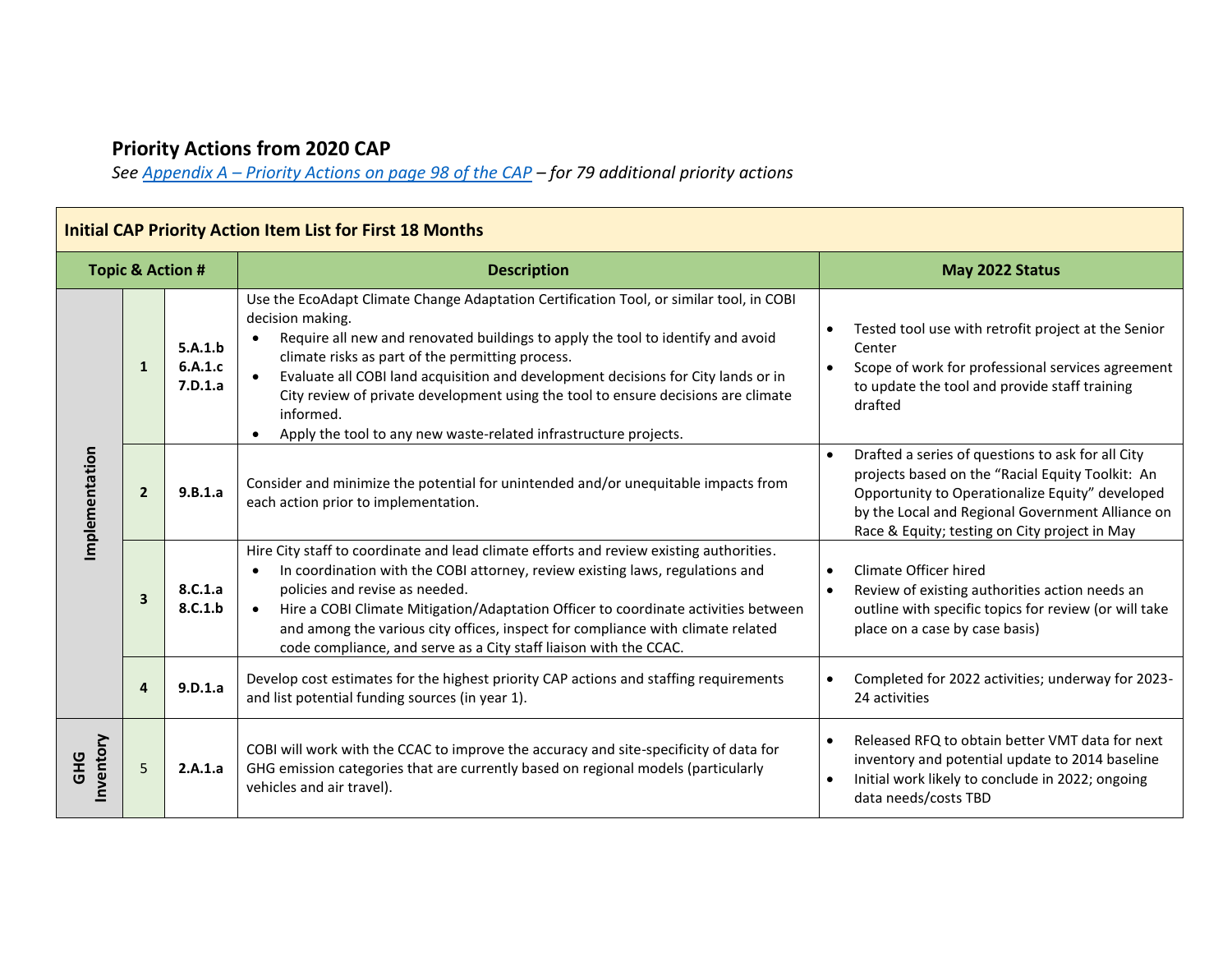## Priority Actions from 2020 CAP

*See [Appendix A – Priority Actions on page 98 of the CAP](#) – for 79 additional priority actions*

| Initial CAP Priority Action Item List for First 18 Months | | | | |
|---|---|---|---|---|
| **Topic & Action #** | | | **Description** | **May 2022 Status** |
| Implementation | **1** | **5.A.1.b**<br>**6.A.1.c**<br>**7.D.1.a** | Use the EcoAdapt Climate Change Adaptation Certification Tool, or similar tool, in COBI decision making.<br>• Require all new and renovated buildings to apply the tool to identify and avoid climate risks as part of the permitting process.<br>• Evaluate all COBI land acquisition and development decisions for City lands or in City review of private development using the tool to ensure decisions are climate informed.<br>• Apply the tool to any new waste-related infrastructure projects. | • Tested tool use with retrofit project at the Senior Center<br>• Scope of work for professional services agreement to update the tool and provide staff training drafted |
| Implementation | **2** | **9.B.1.a** | Consider and minimize the potential for unintended and/or unequitable impacts from each action prior to implementation. | • Drafted a series of questions to ask for all City projects based on the "Racial Equity Toolkit: An Opportunity to Operationalize Equity" developed by the Local and Regional Government Alliance on Race & Equity; testing on City project in May |
| Implementation | **3** | **8.C.1.a**<br>**8.C.1.b** | Hire City staff to coordinate and lead climate efforts and review existing authorities.<br>• In coordination with the COBI attorney, review existing laws, regulations and policies and revise as needed.<br>• Hire a COBI Climate Mitigation/Adaptation Officer to coordinate activities between and among the various city offices, inspect for compliance with climate related code compliance, and serve as a City staff liaison with the CCAC. | • Climate Officer hired<br>• Review of existing authorities action needs an outline with specific topics for review (or will take place on a case by case basis) |
| Implementation | **4** | **9.D.1.a** | Develop cost estimates for the highest priority CAP actions and staffing requirements and list potential funding sources (in year 1). | • Completed for 2022 activities; underway for 2023-24 activities |
| GHG Inventory | 5 | **2.A.1.a** | COBI will work with the CCAC to improve the accuracy and site-specificity of data for GHG emission categories that are currently based on regional models (particularly vehicles and air travel). | • Released RFQ to obtain better VMT data for next inventory and potential update to 2014 baseline<br>• Initial work likely to conclude in 2022; ongoing data needs/costs TBD |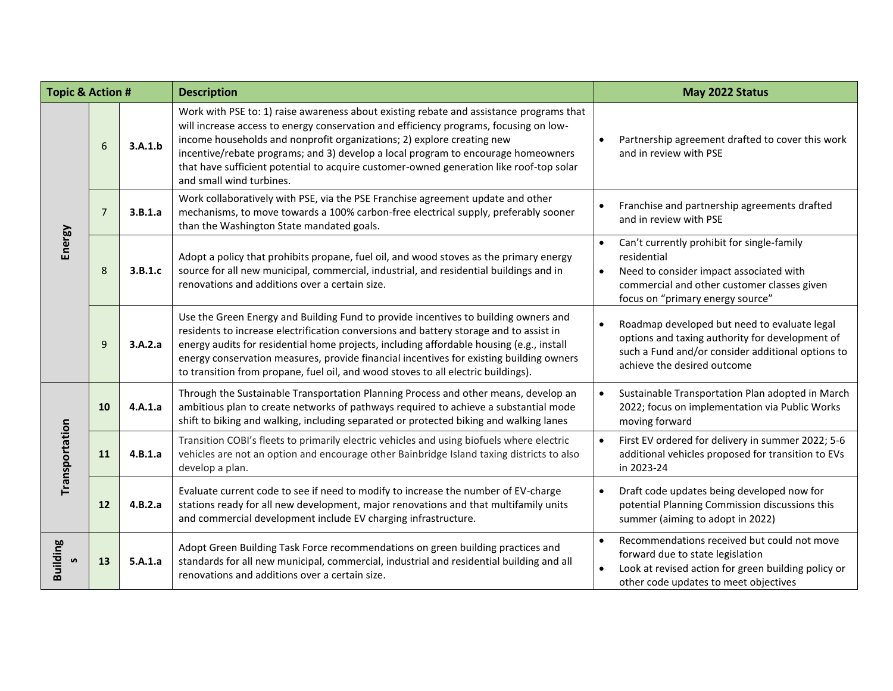| Topic & Action # | | | Description | May 2022 Status |
|---|---|---|---|---|
| Energy | 6 | **3.A.1.b** | Work with PSE to: 1) raise awareness about existing rebate and assistance programs that will increase access to energy conservation and efficiency programs, focusing on low-income households and nonprofit organizations; 2) explore creating new incentive/rebate programs; and 3) develop a local program to encourage homeowners that have sufficient potential to acquire customer-owned generation like roof-top solar and small wind turbines. | • Partnership agreement drafted to cover this work and in review with PSE |
| Energy | 7 | **3.B.1.a** | Work collaboratively with PSE, via the PSE Franchise agreement update and other mechanisms, to move towards a 100% carbon-free electrical supply, preferably sooner than the Washington State mandated goals. | • Franchise and partnership agreements drafted and in review with PSE |
| Energy | 8 | **3.B.1.c** | Adopt a policy that prohibits propane, fuel oil, and wood stoves as the primary energy source for all new municipal, commercial, industrial, and residential buildings and in renovations and additions over a certain size. | • Can't currently prohibit for single-family residential<br>• Need to consider impact associated with commercial and other customer classes given focus on "primary energy source" |
| Energy | 9 | **3.A.2.a** | Use the Green Energy and Building Fund to provide incentives to building owners and residents to increase electrification conversions and battery storage and to assist in energy audits for residential home projects, including affordable housing (e.g., install energy conservation measures, provide financial incentives for existing building owners to transition from propane, fuel oil, and wood stoves to all electric buildings). | • Roadmap developed but need to evaluate legal options and taxing authority for development of such a Fund and/or consider additional options to achieve the desired outcome |
| Transportation | **10** | **4.A.1.a** | Through the Sustainable Transportation Planning Process and other means, develop an ambitious plan to create networks of pathways required to achieve a substantial mode shift to biking and walking, including separated or protected biking and walking lanes | • Sustainable Transportation Plan adopted in March 2022; focus on implementation via Public Works moving forward |
| Transportation | **11** | **4.B.1.a** | Transition COBI's fleets to primarily electric vehicles and using biofuels where electric vehicles are not an option and encourage other Bainbridge Island taxing districts to also develop a plan. | • First EV ordered for delivery in summer 2022; 5-6 additional vehicles proposed for transition to EVs in 2023-24 |
| Transportation | **12** | **4.B.2.a** | Evaluate current code to see if need to modify to increase the number of EV-charge stations ready for all new development, major renovations and that multifamily units and commercial development include EV charging infrastructure. | • Draft code updates being developed now for potential Planning Commission discussions this summer (aiming to adopt in 2022) |
| Buildings | **13** | **5.A.1.a** | Adopt Green Building Task Force recommendations on green building practices and standards for all new municipal, commercial, industrial and residential building and all renovations and additions over a certain size. | • Recommendations received but could not move forward due to state legislation<br>• Look at revised action for green building policy or other code updates to meet objectives |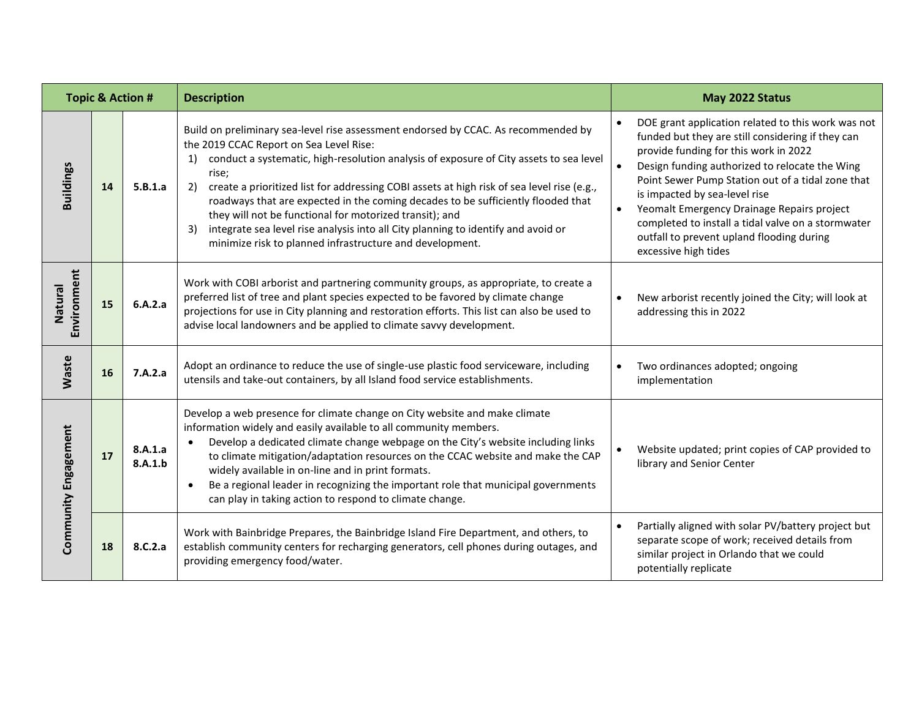| Topic & Action # | | | Description | May 2022 Status |
|---|---|---|---|---|
| Buildings | 14 | 5.B.1.a | Build on preliminary sea-level rise assessment endorsed by CCAC. As recommended by the 2019 CCAC Report on Sea Level Rise:<br>1) conduct a systematic, high-resolution analysis of exposure of City assets to sea level rise;<br>2) create a prioritized list for addressing COBI assets at high risk of sea level rise (e.g., roadways that are expected in the coming decades to be sufficiently flooded that they will not be functional for motorized transit); and<br>3) integrate sea level rise analysis into all City planning to identify and avoid or minimize risk to planned infrastructure and development. | • DOE grant application related to this work was not funded but they are still considering if they can provide funding for this work in 2022<br>• Design funding authorized to relocate the Wing Point Sewer Pump Station out of a tidal zone that is impacted by sea-level rise<br>• Yeomalt Emergency Drainage Repairs project completed to install a tidal valve on a stormwater outfall to prevent upland flooding during excessive high tides |
| Natural Environment | 15 | 6.A.2.a | Work with COBI arborist and partnering community groups, as appropriate, to create a preferred list of tree and plant species expected to be favored by climate change projections for use in City planning and restoration efforts. This list can also be used to advise local landowners and be applied to climate savvy development. | • New arborist recently joined the City; will look at addressing this in 2022 |
| Waste | 16 | 7.A.2.a | Adopt an ordinance to reduce the use of single-use plastic food serviceware, including utensils and take-out containers, by all Island food service establishments. | • Two ordinances adopted; ongoing implementation |
| Community Engagement | 17 | 8.A.1.a<br>8.A.1.b | Develop a web presence for climate change on City website and make climate information widely and easily available to all community members.<br>• Develop a dedicated climate change webpage on the City's website including links to climate mitigation/adaptation resources on the CCAC website and make the CAP widely available in on-line and in print formats.<br>• Be a regional leader in recognizing the important role that municipal governments can play in taking action to respond to climate change. | • Website updated; print copies of CAP provided to library and Senior Center |
| | 18 | 8.C.2.a | Work with Bainbridge Prepares, the Bainbridge Island Fire Department, and others, to establish community centers for recharging generators, cell phones during outages, and providing emergency food/water. | • Partially aligned with solar PV/battery project but separate scope of work; received details from similar project in Orlando that we could potentially replicate |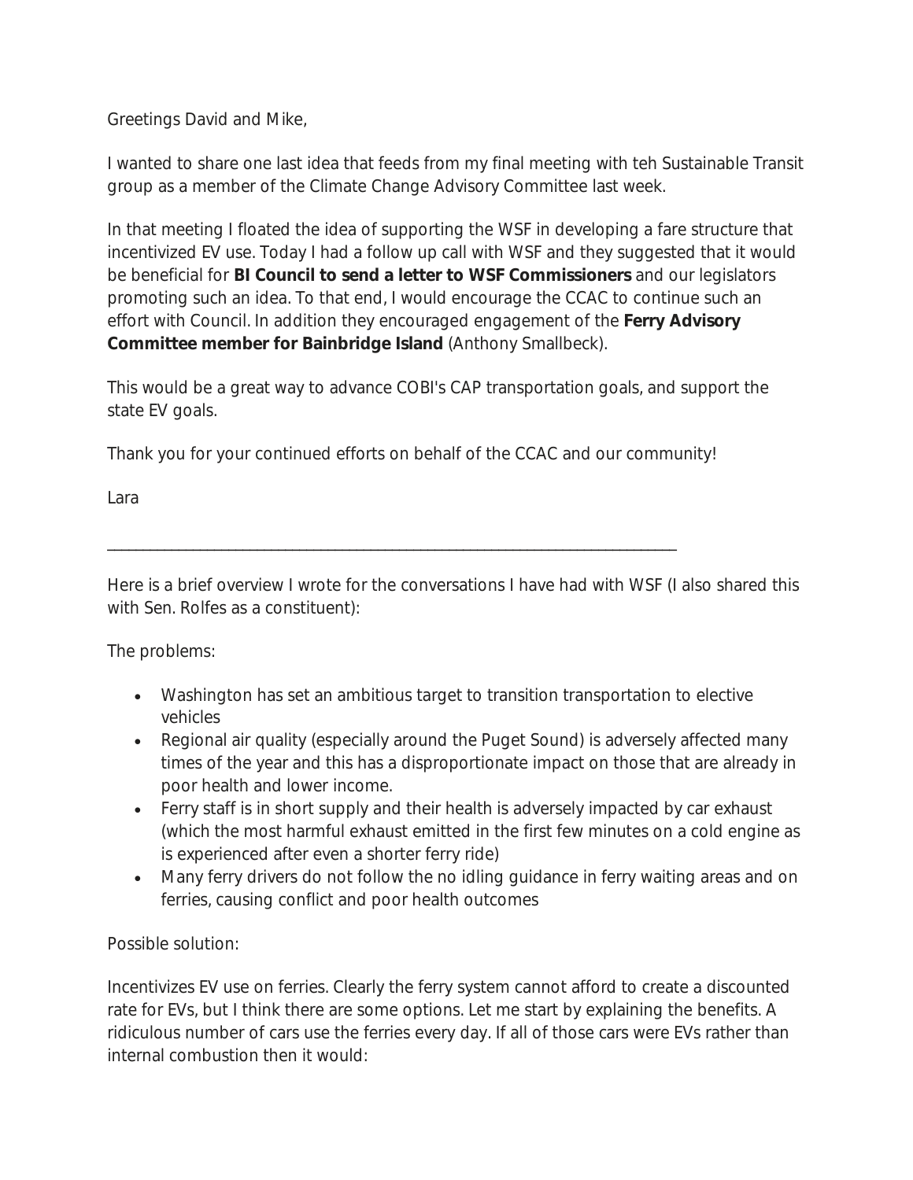Greetings David and Mike,

I wanted to share one last idea that feeds from my final meeting with teh Sustainable Transit group as a member of the Climate Change Advisory Committee last week.

In that meeting I floated the idea of supporting the WSF in developing a fare structure that incentivized EV use. Today I had a follow up call with WSF and they suggested that it would be beneficial for **BI Council to send a letter to WSF Commissioners** and our legislators promoting such an idea. To that end, I would encourage the CCAC to continue such an effort with Council. In addition they encouraged engagement of the **Ferry Advisory Committee member for Bainbridge Island** (Anthony Smallbeck).

This would be a great way to advance COBI's CAP transportation goals, and support the state EV goals.

Thank you for your continued efforts on behalf of the CCAC and our community!

Lara

---

Here is a brief overview I wrote for the conversations I have had with WSF (I also shared this with Sen. Rolfes as a constituent):

The problems:

- Washington has set an ambitious target to transition transportation to elective vehicles
- Regional air quality (especially around the Puget Sound) is adversely affected many times of the year and this has a disproportionate impact on those that are already in poor health and lower income.
- Ferry staff is in short supply and their health is adversely impacted by car exhaust (which the most harmful exhaust emitted in the first few minutes on a cold engine as is experienced after even a shorter ferry ride)
- Many ferry drivers do not follow the no idling guidance in ferry waiting areas and on ferries, causing conflict and poor health outcomes

Possible solution:

Incentivizes EV use on ferries. Clearly the ferry system cannot afford to create a discounted rate for EVs, but I think there are some options. Let me start by explaining the benefits. A ridiculous number of cars use the ferries every day. If all of those cars were EVs rather than internal combustion then it would: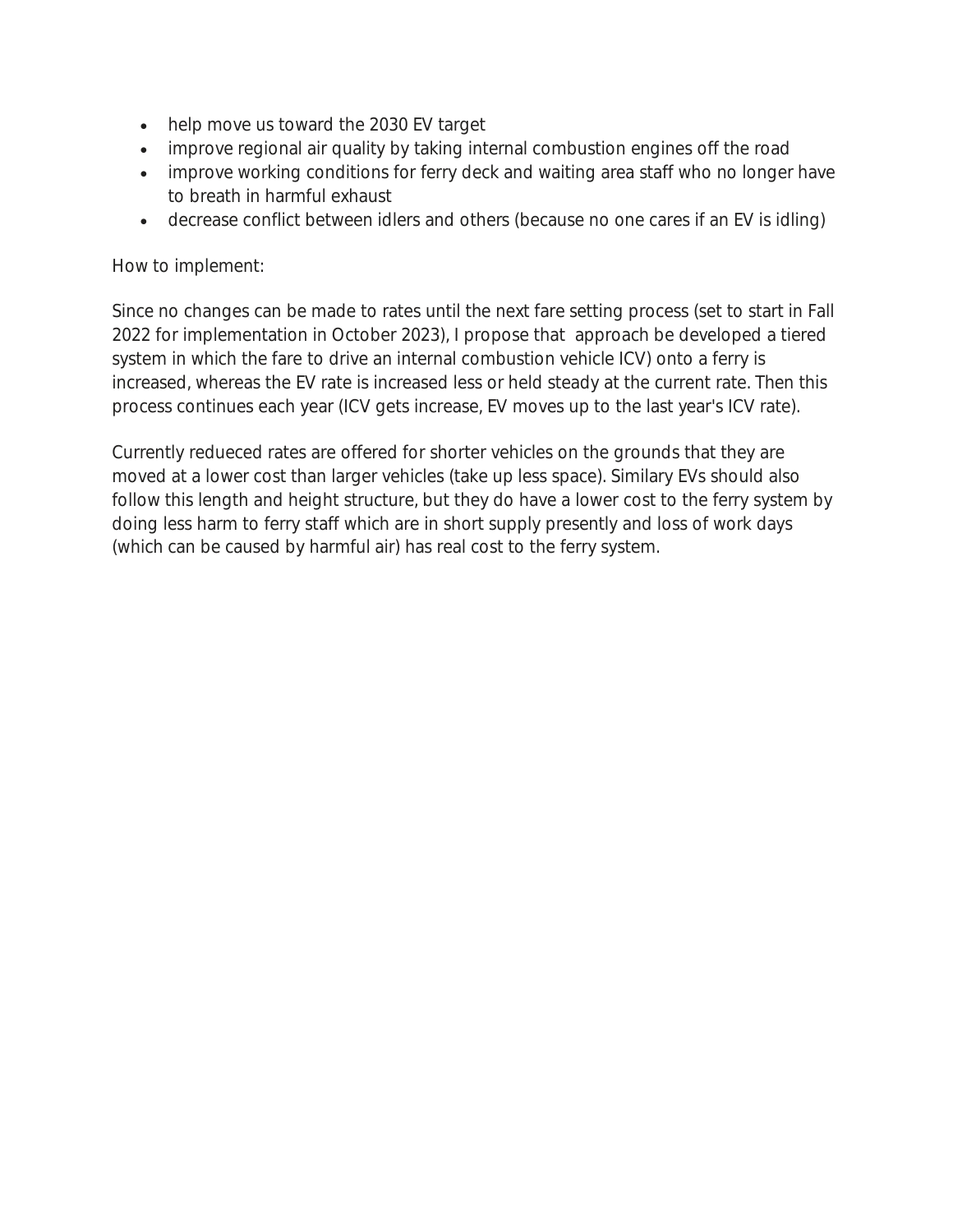- help move us toward the 2030 EV target
- improve regional air quality by taking internal combustion engines off the road
- improve working conditions for ferry deck and waiting area staff who no longer have to breath in harmful exhaust
- decrease conflict between idlers and others (because no one cares if an EV is idling)

How to implement:

Since no changes can be made to rates until the next fare setting process (set to start in Fall 2022 for implementation in October 2023), I propose that  approach be developed a tiered system in which the fare to drive an internal combustion vehicle ICV) onto a ferry is increased, whereas the EV rate is increased less or held steady at the current rate. Then this process continues each year (ICV gets increase, EV moves up to the last year's ICV rate).

Currently redueced rates are offered for shorter vehicles on the grounds that they are moved at a lower cost than larger vehicles (take up less space). Similary EVs should also follow this length and height structure, but they do have a lower cost to the ferry system by doing less harm to ferry staff which are in short supply presently and loss of work days (which can be caused by harmful air) has real cost to the ferry system.